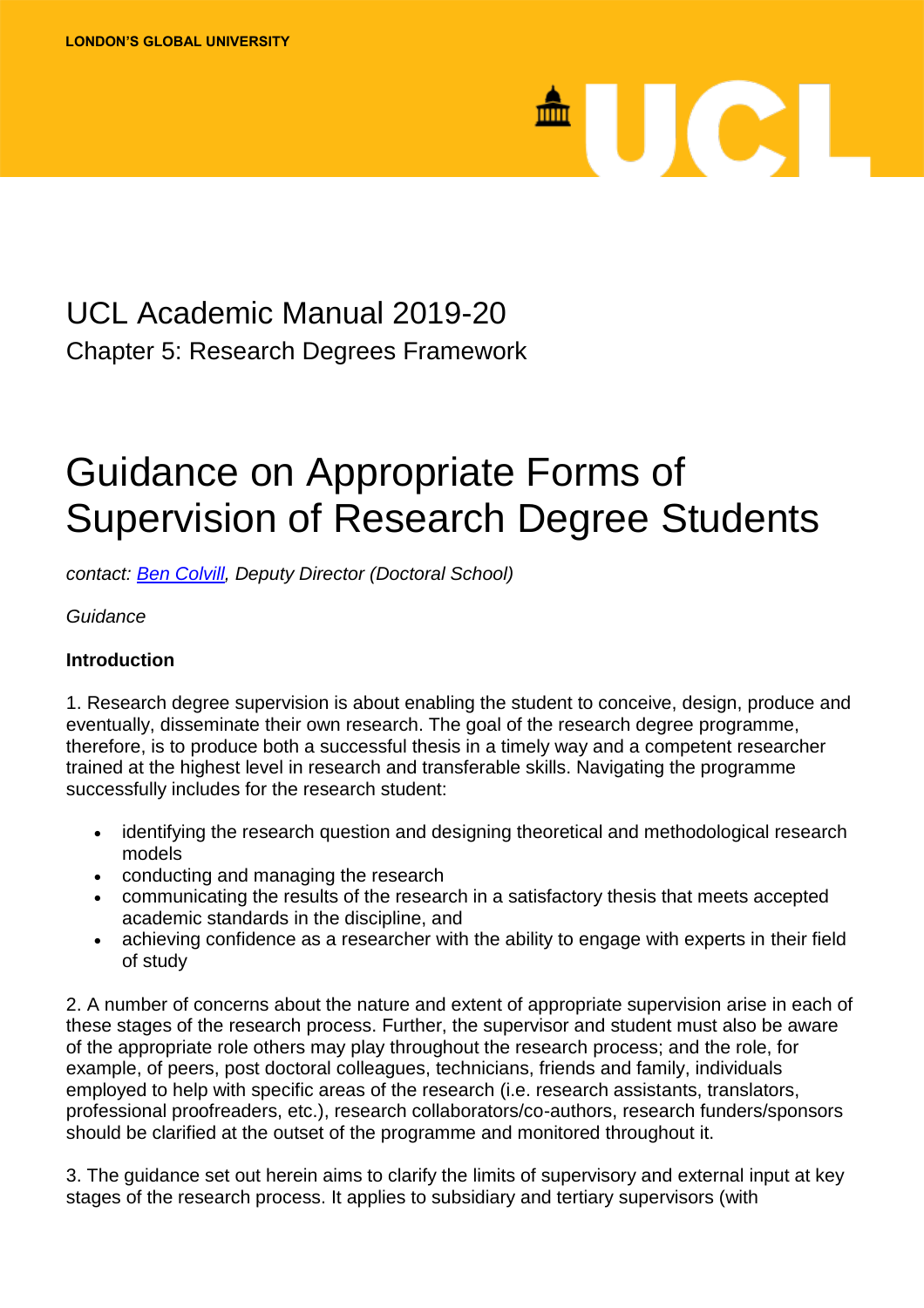LONDON'S GLOBAL UNIVERSITY

UCL Academic Manual 2019-20

Chapter 5: Research Degrees Framework

# Guidance on Appropriate Forms of Supervision of Research Degree Students

*contact: [Ben Colvill](), Deputy Director (Doctoral School)*

*Guidance*

**Introduction**

1. Research degree supervision is about enabling the student to conceive, design, produce and eventually, disseminate their own research. The goal of the research degree programme, therefore, is to produce both a successful thesis in a timely way and a competent researcher trained at the highest level in research and transferable skills. Navigating the programme successfully includes for the research student:

- identifying the research question and designing theoretical and methodological research models
- conducting and managing the research
- communicating the results of the research in a satisfactory thesis that meets accepted academic standards in the discipline, and
- achieving confidence as a researcher with the ability to engage with experts in their field of study

2. A number of concerns about the nature and extent of appropriate supervision arise in each of these stages of the research process. Further, the supervisor and student must also be aware of the appropriate role others may play throughout the research process; and the role, for example, of peers, post doctoral colleagues, technicians, friends and family, individuals employed to help with specific areas of the research (i.e. research assistants, translators, professional proofreaders, etc.), research collaborators/co-authors, research funders/sponsors should be clarified at the outset of the programme and monitored throughout it.

3. The guidance set out herein aims to clarify the limits of supervisory and external input at key stages of the research process. It applies to subsidiary and tertiary supervisors (with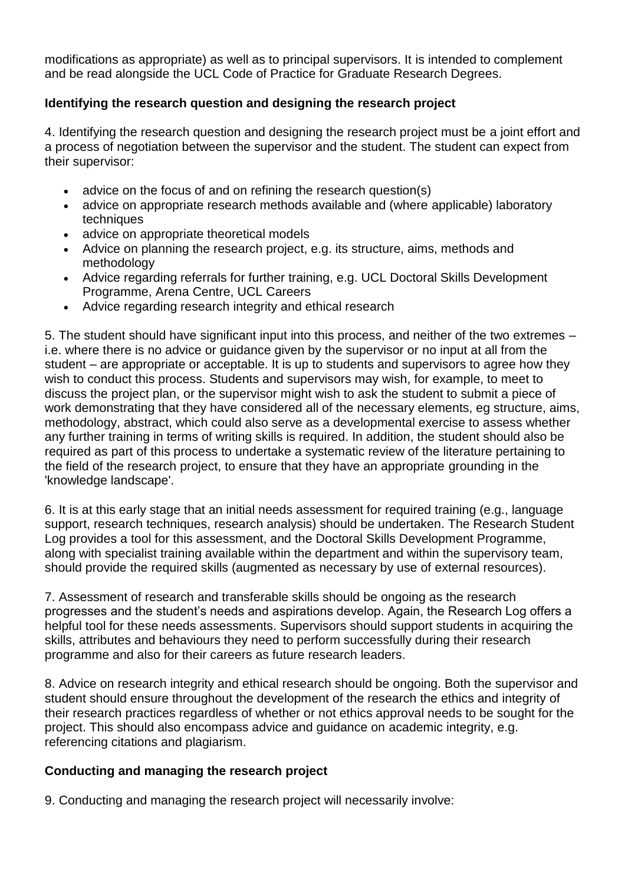modifications as appropriate) as well as to principal supervisors. It is intended to complement and be read alongside the UCL Code of Practice for Graduate Research Degrees.

**Identifying the research question and designing the research project**

4. Identifying the research question and designing the research project must be a joint effort and a process of negotiation between the supervisor and the student. The student can expect from their supervisor:

- advice on the focus of and on refining the research question(s)
- advice on appropriate research methods available and (where applicable) laboratory techniques
- advice on appropriate theoretical models
- Advice on planning the research project, e.g. its structure, aims, methods and methodology
- Advice regarding referrals for further training, e.g. UCL Doctoral Skills Development Programme, Arena Centre, UCL Careers
- Advice regarding research integrity and ethical research

5. The student should have significant input into this process, and neither of the two extremes – i.e. where there is no advice or guidance given by the supervisor or no input at all from the student – are appropriate or acceptable. It is up to students and supervisors to agree how they wish to conduct this process. Students and supervisors may wish, for example, to meet to discuss the project plan, or the supervisor might wish to ask the student to submit a piece of work demonstrating that they have considered all of the necessary elements, eg structure, aims, methodology, abstract, which could also serve as a developmental exercise to assess whether any further training in terms of writing skills is required. In addition, the student should also be required as part of this process to undertake a systematic review of the literature pertaining to the field of the research project, to ensure that they have an appropriate grounding in the 'knowledge landscape'.

6. It is at this early stage that an initial needs assessment for required training (e.g., language support, research techniques, research analysis) should be undertaken. The Research Student Log provides a tool for this assessment, and the Doctoral Skills Development Programme, along with specialist training available within the department and within the supervisory team, should provide the required skills (augmented as necessary by use of external resources).

7. Assessment of research and transferable skills should be ongoing as the research progresses and the student's needs and aspirations develop. Again, the Research Log offers a helpful tool for these needs assessments. Supervisors should support students in acquiring the skills, attributes and behaviours they need to perform successfully during their research programme and also for their careers as future research leaders.

8. Advice on research integrity and ethical research should be ongoing. Both the supervisor and student should ensure throughout the development of the research the ethics and integrity of their research practices regardless of whether or not ethics approval needs to be sought for the project. This should also encompass advice and guidance on academic integrity, e.g. referencing citations and plagiarism.

**Conducting and managing the research project**

9. Conducting and managing the research project will necessarily involve: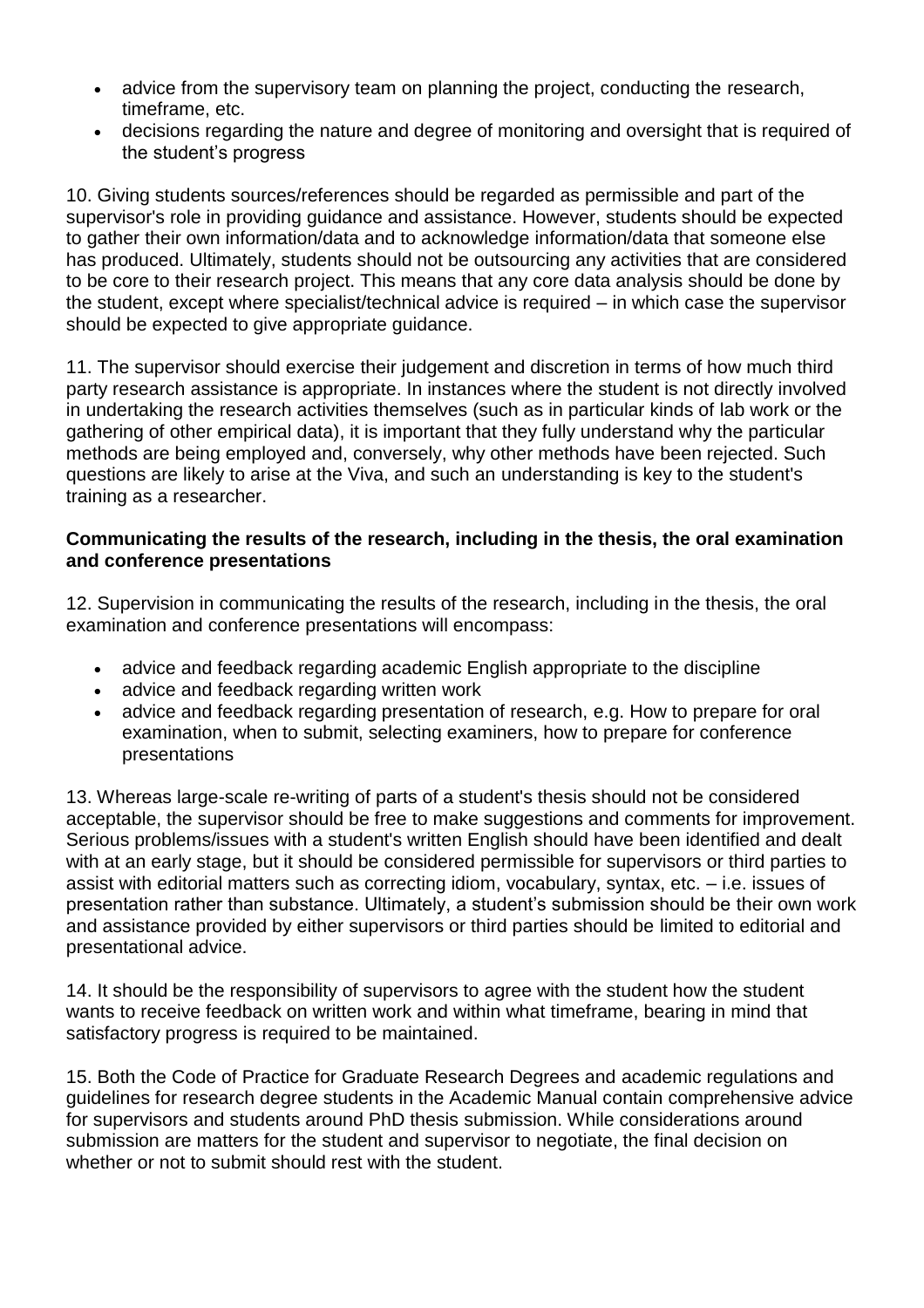- advice from the supervisory team on planning the project, conducting the research, timeframe, etc.
- decisions regarding the nature and degree of monitoring and oversight that is required of the student's progress

10. Giving students sources/references should be regarded as permissible and part of the supervisor's role in providing guidance and assistance. However, students should be expected to gather their own information/data and to acknowledge information/data that someone else has produced. Ultimately, students should not be outsourcing any activities that are considered to be core to their research project. This means that any core data analysis should be done by the student, except where specialist/technical advice is required – in which case the supervisor should be expected to give appropriate guidance.

11. The supervisor should exercise their judgement and discretion in terms of how much third party research assistance is appropriate. In instances where the student is not directly involved in undertaking the research activities themselves (such as in particular kinds of lab work or the gathering of other empirical data), it is important that they fully understand why the particular methods are being employed and, conversely, why other methods have been rejected. Such questions are likely to arise at the Viva, and such an understanding is key to the student's training as a researcher.

**Communicating the results of the research, including in the thesis, the oral examination and conference presentations**

12. Supervision in communicating the results of the research, including in the thesis, the oral examination and conference presentations will encompass:

- advice and feedback regarding academic English appropriate to the discipline
- advice and feedback regarding written work
- advice and feedback regarding presentation of research, e.g. How to prepare for oral examination, when to submit, selecting examiners, how to prepare for conference presentations

13. Whereas large-scale re-writing of parts of a student's thesis should not be considered acceptable, the supervisor should be free to make suggestions and comments for improvement. Serious problems/issues with a student's written English should have been identified and dealt with at an early stage, but it should be considered permissible for supervisors or third parties to assist with editorial matters such as correcting idiom, vocabulary, syntax, etc. – i.e. issues of presentation rather than substance. Ultimately, a student's submission should be their own work and assistance provided by either supervisors or third parties should be limited to editorial and presentational advice.

14. It should be the responsibility of supervisors to agree with the student how the student wants to receive feedback on written work and within what timeframe, bearing in mind that satisfactory progress is required to be maintained.

15. Both the Code of Practice for Graduate Research Degrees and academic regulations and guidelines for research degree students in the Academic Manual contain comprehensive advice for supervisors and students around PhD thesis submission. While considerations around submission are matters for the student and supervisor to negotiate, the final decision on whether or not to submit should rest with the student.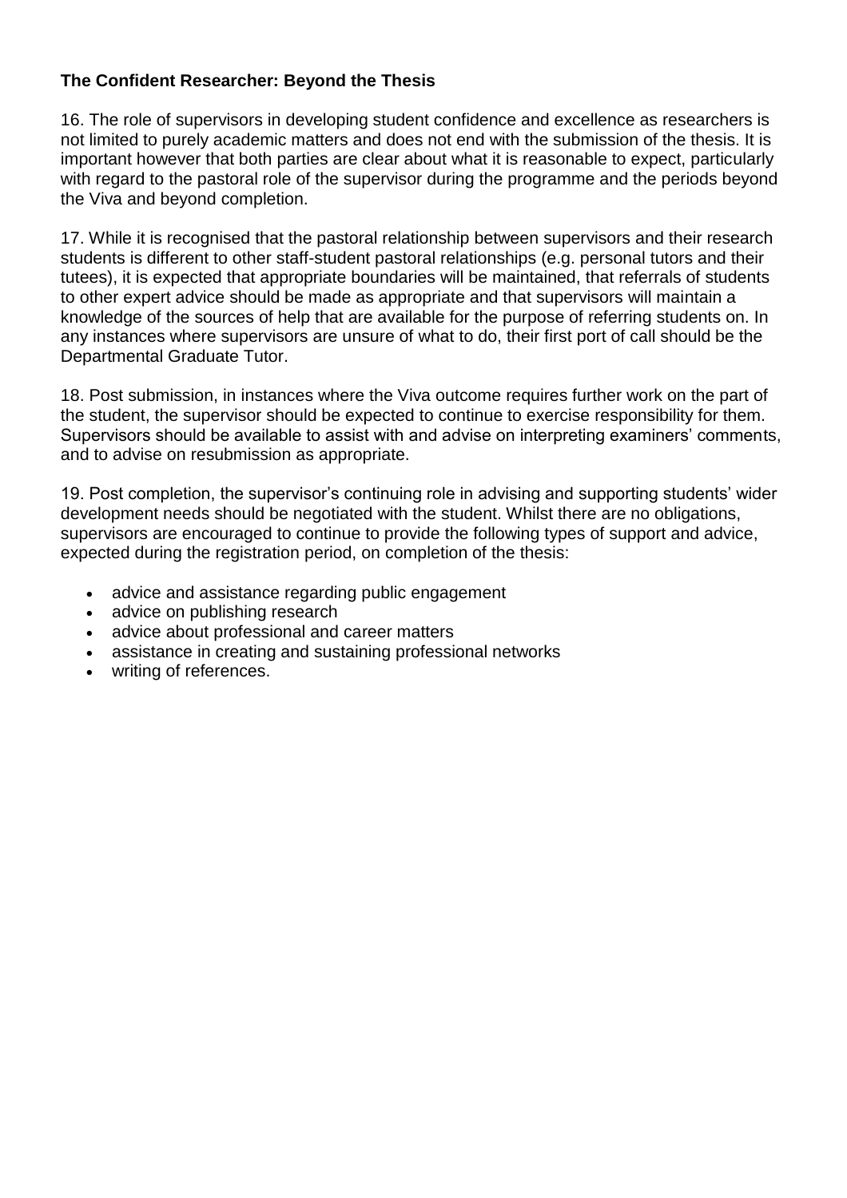**The Confident Researcher: Beyond the Thesis**

16. The role of supervisors in developing student confidence and excellence as researchers is not limited to purely academic matters and does not end with the submission of the thesis. It is important however that both parties are clear about what it is reasonable to expect, particularly with regard to the pastoral role of the supervisor during the programme and the periods beyond the Viva and beyond completion.

17. While it is recognised that the pastoral relationship between supervisors and their research students is different to other staff-student pastoral relationships (e.g. personal tutors and their tutees), it is expected that appropriate boundaries will be maintained, that referrals of students to other expert advice should be made as appropriate and that supervisors will maintain a knowledge of the sources of help that are available for the purpose of referring students on. In any instances where supervisors are unsure of what to do, their first port of call should be the Departmental Graduate Tutor.

18. Post submission, in instances where the Viva outcome requires further work on the part of the student, the supervisor should be expected to continue to exercise responsibility for them. Supervisors should be available to assist with and advise on interpreting examiners' comments, and to advise on resubmission as appropriate.

19. Post completion, the supervisor's continuing role in advising and supporting students' wider development needs should be negotiated with the student. Whilst there are no obligations, supervisors are encouraged to continue to provide the following types of support and advice, expected during the registration period, on completion of the thesis:

- advice and assistance regarding public engagement
- advice on publishing research
- advice about professional and career matters
- assistance in creating and sustaining professional networks
- writing of references.